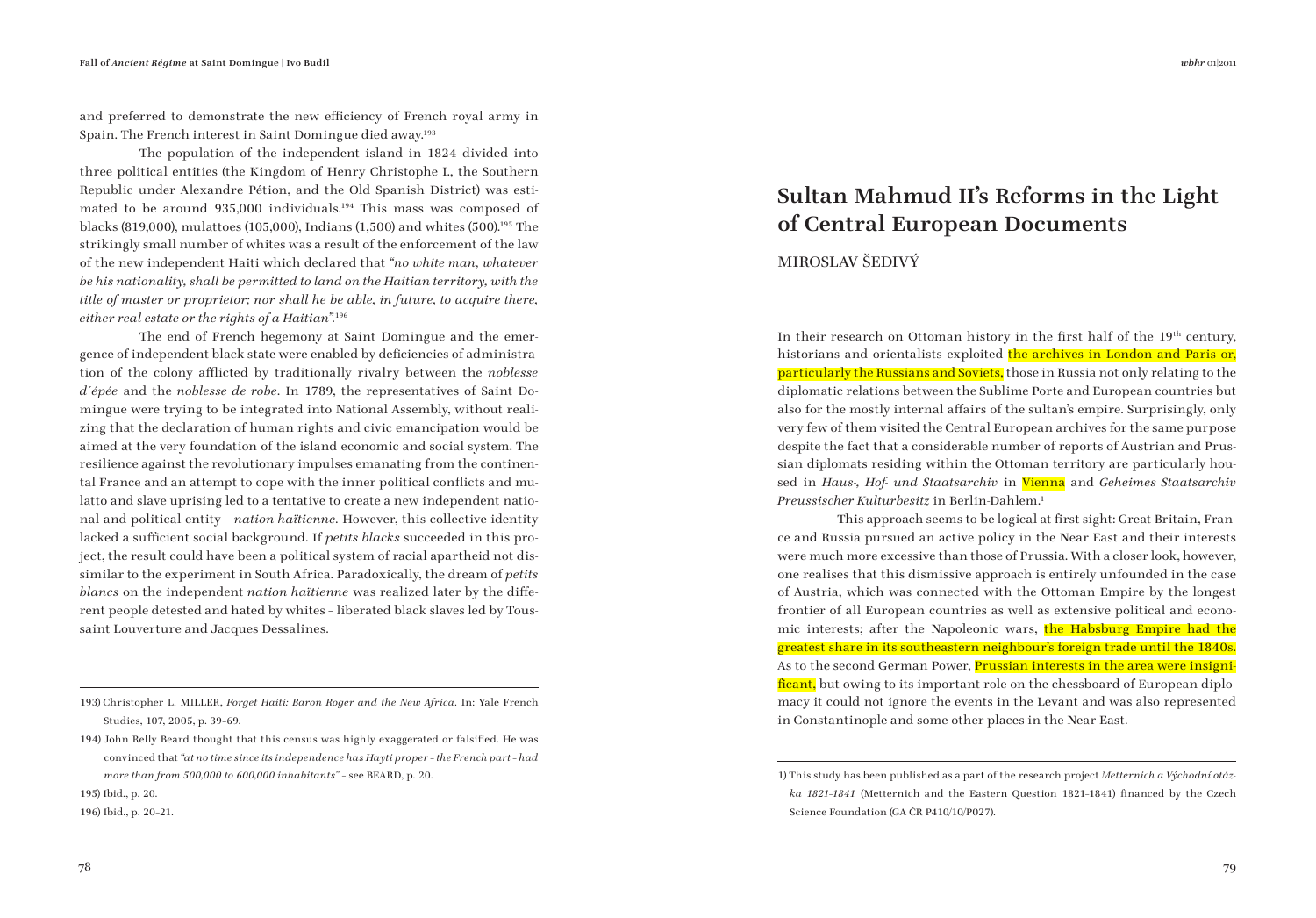and preferred to demonstrate the new efficiency of French royal army in Spain. The French interest in Saint Domingue died away.[193]

The population of the independent island in 1824 divided into three political entities (the Kingdom of Henry Christophe I., the Southern Republic under Alexandre Pétion, and the Old Spanish District) was estimated to be around 935,000 individuals.[194] This mass was composed of blacks (819,000), mulattoes (105,000), Indians (1,500) and whites (500).[195] The strikingly small number of whites was a result of the enforcement of the law of the new independent Haiti which declared that *"no white man, whatever be his nationality, shall be permitted to land on the Haitian territory, with the title of master or proprietor; nor shall he be able, in future, to acquire there, either real estate or the rights of a Haitian"*.[196]

The end of French hegemony at Saint Domingue and the emergence of independent black state were enabled by deficiencies of administration of the colony afflicted by traditionally rivalry between the *noblesse d´épée* and the *noblesse de robe*. In 1789, the representatives of Saint Domingue were trying to be integrated into National Assembly, without realizing that the declaration of human rights and civic emancipation would be aimed at the very foundation of the island economic and social system. The resilience against the revolutionary impulses emanating from the continental France and an attempt to cope with the inner political conflicts and mulatto and slave uprising led to a tentative to create a new independent national and political entity – *nation haïtienne*. However, this collective identity lacked a sufficient social background. If *petits blacks* succeeded in this project, the result could have been a political system of racial apartheid not dissimilar to the experiment in South Africa. Paradoxically, the dream of *petits blancs* on the independent *nation haïtienne* was realized later by the different people detested and hated by whites – liberated black slaves led by Toussaint Louverture and Jacques Dessalines.

193) Christopher L. MILLER, *Forget Haiti: Baron Roger and the New Africa*. In: Yale French Studies, 107, 2005, p. 39–69.

194) John Relly Beard thought that this census was highly exaggerated or falsified. He was convinced that *"at no time since its independence has Hayti proper – the French part – had more than from 500,000 to 600,000 inhabitants"* – see BEARD, p. 20.

195) Ibid., p. 20.

196) Ibid., p. 20–21.

# Sultan Mahmud II's Reforms in the Light of Central European Documents

MIROSLAV ŠEDIVÝ

In their research on Ottoman history in the first half of the 19th century, historians and orientalists exploited the archives in London and Paris or, particularly the Russians and Soviets, those in Russia not only relating to the diplomatic relations between the Sublime Porte and European countries but also for the mostly internal affairs of the sultan's empire. Surprisingly, only very few of them visited the Central European archives for the same purpose despite the fact that a considerable number of reports of Austrian and Prussian diplomats residing within the Ottoman territory are particularly housed in *Haus-, Hof- und Staatsarchiv* in Vienna and *Geheimes Staatsarchiv Preussischer Kulturbesitz* in Berlin-Dahlem.[1]

This approach seems to be logical at first sight: Great Britain, France and Russia pursued an active policy in the Near East and their interests were much more excessive than those of Prussia. With a closer look, however, one realises that this dismissive approach is entirely unfounded in the case of Austria, which was connected with the Ottoman Empire by the longest frontier of all European countries as well as extensive political and economic interests; after the Napoleonic wars, the Habsburg Empire had the greatest share in its southeastern neighbour's foreign trade until the 1840s. As to the second German Power, Prussian interests in the area were insignificant, but owing to its important role on the chessboard of European diplomacy it could not ignore the events in the Levant and was also represented in Constantinople and some other places in the Near East.

1) This study has been published as a part of the research project *Metternich a Východní otázka 1821–1841* (Metternich and the Eastern Question 1821–1841) financed by the Czech Science Foundation (GA ČR P410/10/P027).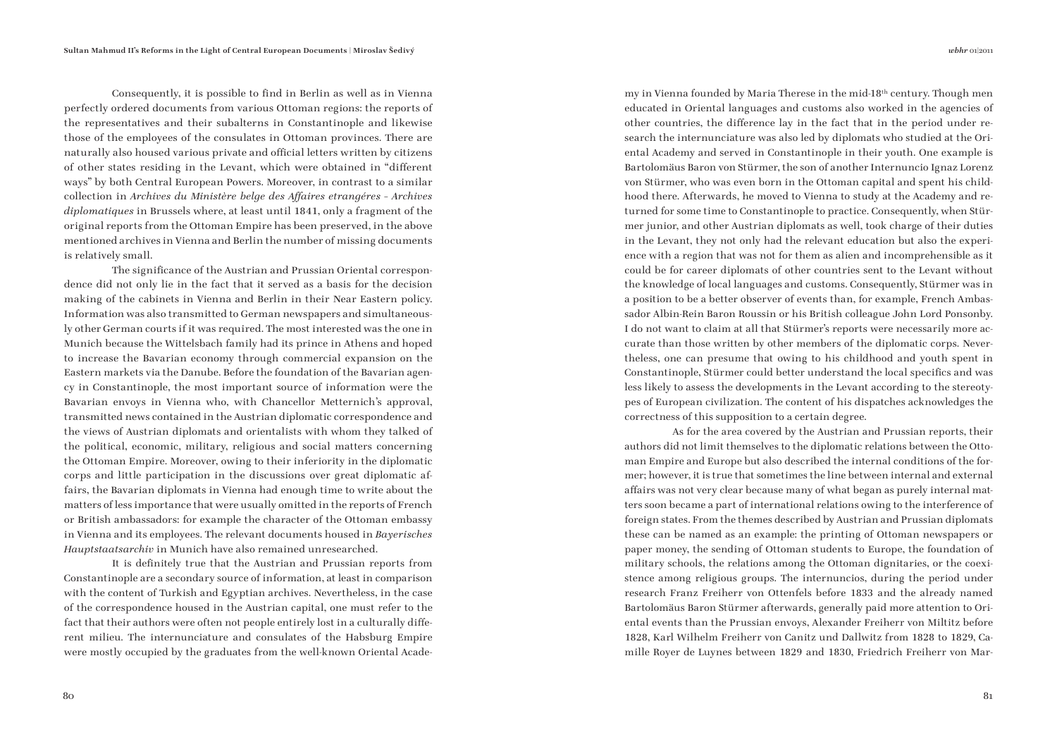Consequently, it is possible to find in Berlin as well as in Vienna perfectly ordered documents from various Ottoman regions: the reports of the representatives and their subalterns in Constantinople and likewise those of the employees of the consulates in Ottoman provinces. There are naturally also housed various private and official letters written by citizens of other states residing in the Levant, which were obtained in "different ways" by both Central European Powers. Moreover, in contrast to a similar collection in *Archives du Ministère belge des Affaires etrangéres – Archives diplomatiques* in Brussels where, at least until 1841, only a fragment of the original reports from the Ottoman Empire has been preserved, in the above mentioned archives in Vienna and Berlin the number of missing documents is relatively small.

The significance of the Austrian and Prussian Oriental correspondence did not only lie in the fact that it served as a basis for the decision making of the cabinets in Vienna and Berlin in their Near Eastern policy. Information was also transmitted to German newspapers and simultaneously other German courts if it was required. The most interested was the one in Munich because the Wittelsbach family had its prince in Athens and hoped to increase the Bavarian economy through commercial expansion on the Eastern markets via the Danube. Before the foundation of the Bavarian agency in Constantinople, the most important source of information were the Bavarian envoys in Vienna who, with Chancellor Metternich's approval, transmitted news contained in the Austrian diplomatic correspondence and the views of Austrian diplomats and orientalists with whom they talked of the political, economic, military, religious and social matters concerning the Ottoman Empire. Moreover, owing to their inferiority in the diplomatic corps and little participation in the discussions over great diplomatic affairs, the Bavarian diplomats in Vienna had enough time to write about the matters of less importance that were usually omitted in the reports of French or British ambassadors: for example the character of the Ottoman embassy in Vienna and its employees. The relevant documents housed in *Bayerisches Hauptstaatsarchiv* in Munich have also remained unresearched.

It is definitely true that the Austrian and Prussian reports from Constantinople are a secondary source of information, at least in comparison with the content of Turkish and Egyptian archives. Nevertheless, in the case of the correspondence housed in the Austrian capital, one must refer to the fact that their authors were often not people entirely lost in a culturally different milieu. The internunciature and consulates of the Habsburg Empire were mostly occupied by the graduates from the well-known Oriental Academy in Vienna founded by Maria Therese in the mid-18th century. Though men educated in Oriental languages and customs also worked in the agencies of other countries, the difference lay in the fact that in the period under research the internunciature was also led by diplomats who studied at the Oriental Academy and served in Constantinople in their youth. One example is Bartolomäus Baron von Stürmer, the son of another Internuncio Ignaz Lorenz von Stürmer, who was even born in the Ottoman capital and spent his childhood there. Afterwards, he moved to Vienna to study at the Academy and returned for some time to Constantinople to practice. Consequently, when Stürmer junior, and other Austrian diplomats as well, took charge of their duties in the Levant, they not only had the relevant education but also the experience with a region that was not for them as alien and incomprehensible as it could be for career diplomats of other countries sent to the Levant without the knowledge of local languages and customs. Consequently, Stürmer was in a position to be a better observer of events than, for example, French Ambassador Albin-Rein Baron Roussin or his British colleague John Lord Ponsonby. I do not want to claim at all that Stürmer's reports were necessarily more accurate than those written by other members of the diplomatic corps. Nevertheless, one can presume that owing to his childhood and youth spent in Constantinople, Stürmer could better understand the local specifics and was less likely to assess the developments in the Levant according to the stereotypes of European civilization. The content of his dispatches acknowledges the correctness of this supposition to a certain degree.

As for the area covered by the Austrian and Prussian reports, their authors did not limit themselves to the diplomatic relations between the Ottoman Empire and Europe but also described the internal conditions of the former; however, it is true that sometimes the line between internal and external affairs was not very clear because many of what began as purely internal matters soon became a part of international relations owing to the interference of foreign states. From the themes described by Austrian and Prussian diplomats these can be named as an example: the printing of Ottoman newspapers or paper money, the sending of Ottoman students to Europe, the foundation of military schools, the relations among the Ottoman dignitaries, or the coexistence among religious groups. The internuncios, during the period under research Franz Freiherr von Ottenfels before 1833 and the already named Bartolomäus Baron Stürmer afterwards, generally paid more attention to Oriental events than the Prussian envoys, Alexander Freiherr von Miltitz before 1828, Karl Wilhelm Freiherr von Canitz und Dallwitz from 1828 to 1829, Camille Royer de Luynes between 1829 and 1830, Friedrich Freiherr von Mar-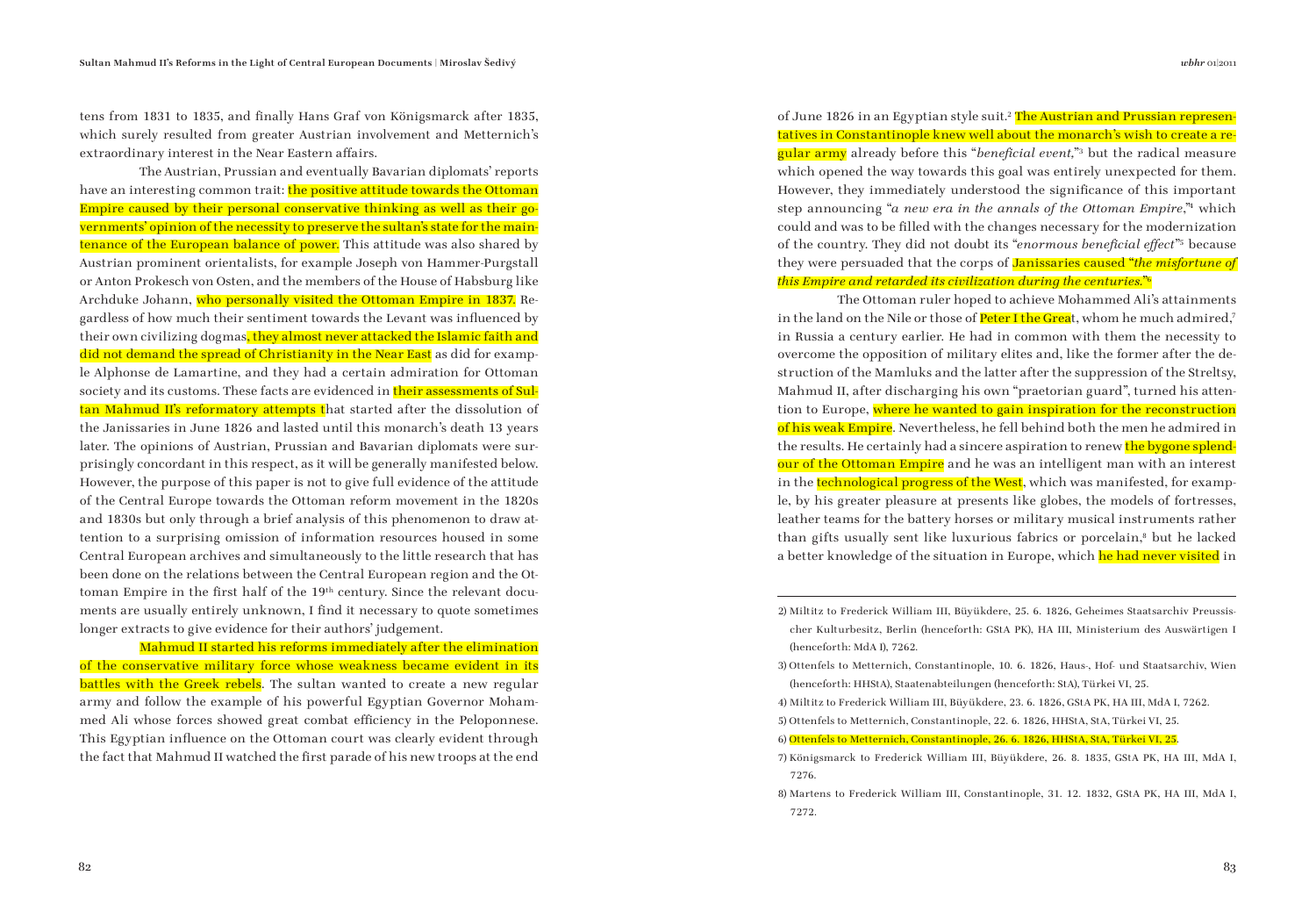tens from 1831 to 1835, and finally Hans Graf von Königsmarck after 1835, which surely resulted from greater Austrian involvement and Metternich's extraordinary interest in the Near Eastern affairs.

The Austrian, Prussian and eventually Bavarian diplomats' reports have an interesting common trait: the positive attitude towards the Ottoman Empire caused by their personal conservative thinking as well as their governments' opinion of the necessity to preserve the sultan's state for the maintenance of the European balance of power. This attitude was also shared by Austrian prominent orientalists, for example Joseph von Hammer-Purgstall or Anton Prokesch von Osten, and the members of the House of Habsburg like Archduke Johann, who personally visited the Ottoman Empire in 1837. Regardless of how much their sentiment towards the Levant was influenced by their own civilizing dogmas, they almost never attacked the Islamic faith and did not demand the spread of Christianity in the Near East as did for example Alphonse de Lamartine, and they had a certain admiration for Ottoman society and its customs. These facts are evidenced in their assessments of Sultan Mahmud II's reformatory attempts that started after the dissolution of the Janissaries in June 1826 and lasted until this monarch's death 13 years later. The opinions of Austrian, Prussian and Bavarian diplomats were surprisingly concordant in this respect, as it will be generally manifested below. However, the purpose of this paper is not to give full evidence of the attitude of the Central Europe towards the Ottoman reform movement in the 1820s and 1830s but only through a brief analysis of this phenomenon to draw attention to a surprising omission of information resources housed in some Central European archives and simultaneously to the little research that has been done on the relations between the Central European region and the Ottoman Empire in the first half of the 19th century. Since the relevant documents are usually entirely unknown, I find it necessary to quote sometimes longer extracts to give evidence for their authors' judgement.

Mahmud II started his reforms immediately after the elimination of the conservative military force whose weakness became evident in its battles with the Greek rebels. The sultan wanted to create a new regular army and follow the example of his powerful Egyptian Governor Mohammed Ali whose forces showed great combat efficiency in the Peloponnese. This Egyptian influence on the Ottoman court was clearly evident through the fact that Mahmud II watched the first parade of his new troops at the end of June 1826 in an Egyptian style suit.[2] The Austrian and Prussian representatives in Constantinople knew well about the monarch's wish to create a regular army already before this "*beneficial event*,"[3] but the radical measure which opened the way towards this goal was entirely unexpected for them. However, they immediately understood the significance of this important step announcing "*a new era in the annals of the Ottoman Empire*,"[4] which could and was to be filled with the changes necessary for the modernization of the country. They did not doubt its "*enormous beneficial effect*"[5] because they were persuaded that the corps of Janissaries caused "*the misfortune of this Empire and retarded its civilization during the centuries.*"[6]

The Ottoman ruler hoped to achieve Mohammed Ali's attainments in the land on the Nile or those of Peter I the Great, whom he much admired,[7] in Russia a century earlier. He had in common with them the necessity to overcome the opposition of military elites and, like the former after the destruction of the Mamluks and the latter after the suppression of the Streltsy, Mahmud II, after discharging his own "praetorian guard", turned his attention to Europe, where he wanted to gain inspiration for the reconstruction of his weak Empire. Nevertheless, he fell behind both the men he admired in the results. He certainly had a sincere aspiration to renew the bygone splendour of the Ottoman Empire and he was an intelligent man with an interest in the technological progress of the West, which was manifested, for example, by his greater pleasure at presents like globes, the models of fortresses, leather teams for the battery horses or military musical instruments rather than gifts usually sent like luxurious fabrics or porcelain,[8] but he lacked a better knowledge of the situation in Europe, which he had never visited in

---

2) Miltitz to Frederick William III, Büyükdere, 25. 6. 1826, Geheimes Staatsarchiv Preussischer Kulturbesitz, Berlin (henceforth: GStA PK), HA III, Ministerium des Auswärtigen I (henceforth: MdA I), 7262.

3) Ottenfels to Metternich, Constantinople, 10. 6. 1826, Haus-, Hof- und Staatsarchiv, Wien (henceforth: HHStA), Staatenabteilungen (henceforth: StA), Türkei VI, 25.

4) Miltitz to Frederick William III, Büyükdere, 23. 6. 1826, GStA PK, HA III, MdA I, 7262.

5) Ottenfels to Metternich, Constantinople, 22. 6. 1826, HHStA, StA, Türkei VI, 25.

6) Ottenfels to Metternich, Constantinople, 26. 6. 1826, HHStA, StA, Türkei VI, 25.

7) Königsmarck to Frederick William III, Büyükdere, 26. 8. 1835, GStA PK, HA III, MdA I, 7276.

8) Martens to Frederick William III, Constantinople, 31. 12. 1832, GStA PK, HA III, MdA I, 7272.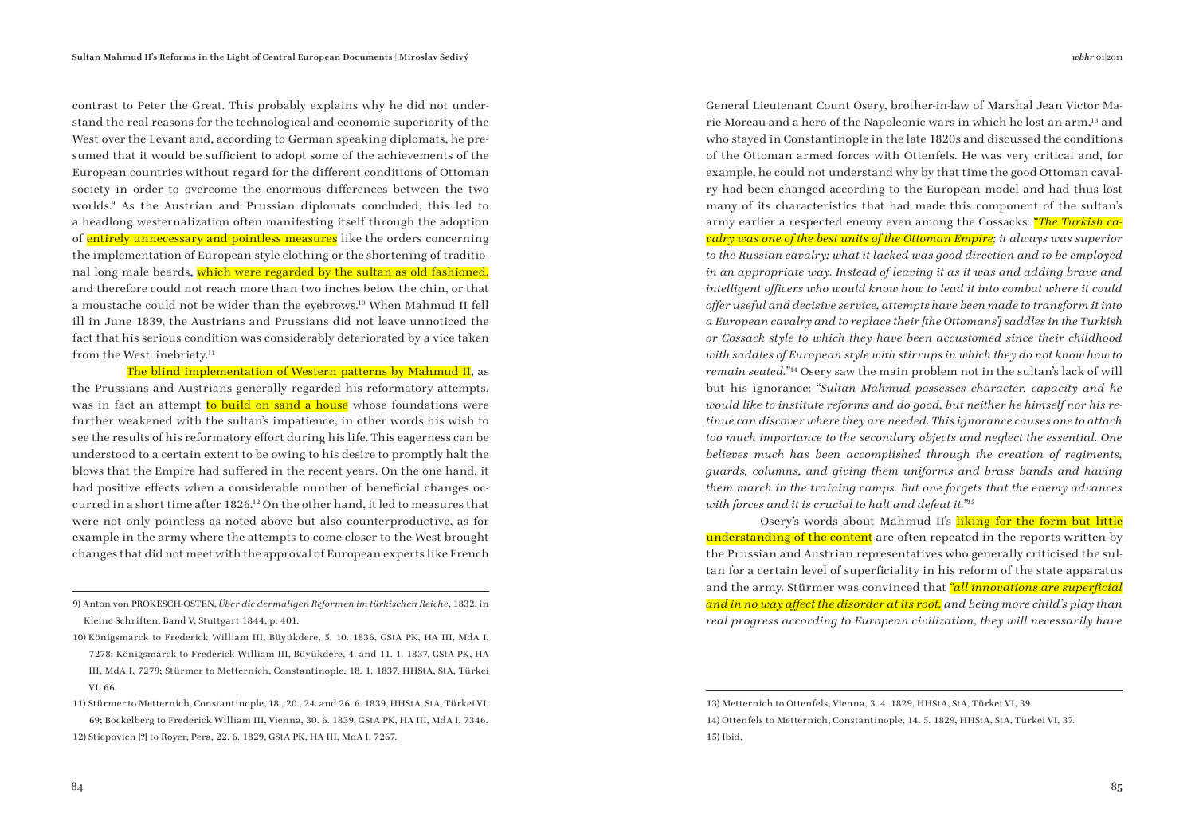contrast to Peter the Great. This probably explains why he did not understand the real reasons for the technological and economic superiority of the West over the Levant and, according to German speaking diplomats, he presumed that it would be sufficient to adopt some of the achievements of the European countries without regard for the different conditions of Ottoman society in order to overcome the enormous differences between the two worlds.[9] As the Austrian and Prussian diplomats concluded, this led to a headlong westernization often manifesting itself through the adoption of entirely unnecessary and pointless measures like the orders concerning the implementation of European-style clothing or the shortening of traditional long male beards, which were regarded by the sultan as old fashioned, and therefore could not reach more than two inches below the chin, or that a moustache could not be wider than the eyebrows.[10] When Mahmud II fell ill in June 1839, the Austrians and Prussians did not leave unnoticed the fact that his serious condition was considerably deteriorated by a vice taken from the West: inebriety.[11]

The blind implementation of Western patterns by Mahmud II, as the Prussians and Austrians generally regarded his reformatory attempts, was in fact an attempt to build on sand a house whose foundations were further weakened with the sultan's impatience, in other words his wish to see the results of his reformatory effort during his life. This eagerness can be understood to a certain extent to be owing to his desire to promptly halt the blows that the Empire had suffered in the recent years. On the one hand, it had positive effects when a considerable number of beneficial changes occurred in a short time after 1826.[12] On the other hand, it led to measures that were not only pointless as noted above but also counterproductive, as for example in the army where the attempts to come closer to the West brought changes that did not meet with the approval of European experts like French General Lieutenant Count Osery, brother-in-law of Marshal Jean Victor Marie Moreau and a hero of the Napoleonic wars in which he lost an arm,[13] and who stayed in Constantinople in the late 1820s and discussed the conditions of the Ottoman armed forces with Ottenfels. He was very critical and, for example, he could not understand why by that time the good Ottoman cavalry had been changed according to the European model and had thus lost many of its characteristics that had made this component of the sultan's army earlier a respected enemy even among the Cossacks: "*The Turkish cavalry was one of the best units of the Ottoman Empire; it always was superior to the Russian cavalry; what it lacked was good direction and to be employed in an appropriate way. Instead of leaving it as it was and adding brave and intelligent officers who would know how to lead it into combat where it could offer useful and decisive service, attempts have been made to transform it into a European cavalry and to replace their [the Ottomans'] saddles in the Turkish or Cossack style to which they have been accustomed since their childhood with saddles of European style with stirrups in which they do not know how to remain seated.*"[14] Osery saw the main problem not in the sultan's lack of will but his ignorance: "*Sultan Mahmud possesses character, capacity and he would like to institute reforms and do good, but neither he himself nor his retinue can discover where they are needed. This ignorance causes one to attach too much importance to the secondary objects and neglect the essential. One believes much has been accomplished through the creation of regiments, guards, columns, and giving them uniforms and brass bands and having them march in the training camps. But one forgets that the enemy advances with forces and it is crucial to halt and defeat it.*"[15]

Osery's words about Mahmud II's liking for the form but little understanding of the content are often repeated in the reports written by the Prussian and Austrian representatives who generally criticised the sultan for a certain level of superficiality in his reform of the state apparatus and the army. Stürmer was convinced that "*all innovations are superficial and in no way affect the disorder at its root, and being more child's play than real progress according to European civilization, they will necessarily have*

---

9) Anton von PROKESCH-OSTEN, *Über die dermaligen Reformen im türkischen Reiche*, 1832, in Kleine Schriften, Band V, Stuttgart 1844, p. 401.

10) Königsmarck to Frederick William III, Büyükdere, 5. 10. 1836, GStA PK, HA III, MdA I, 7278; Königsmarck to Frederick William III, Büyükdere, 4. and 11. 1. 1837, GStA PK, HA III, MdA I, 7279; Stürmer to Metternich, Constantinople, 18. 1. 1837, HHStA, StA, Türkei VI, 66.

11) Stürmer to Metternich, Constantinople, 18., 20., 24. and 26. 6. 1839, HHStA, StA, Türkei VI, 69; Bockelberg to Frederick William III, Vienna, 30. 6. 1839, GStA PK, HA III, MdA I, 7346.

12) Stiepovich [?] to Royer, Pera, 22. 6. 1829, GStA PK, HA III, MdA I, 7267.

13) Metternich to Ottenfels, Vienna, 3. 4. 1829, HHStA, StA, Türkei VI, 39.

14) Ottenfels to Metternich, Constantinople, 14. 5. 1829, HHStA, StA, Türkei VI, 37.

15) Ibid.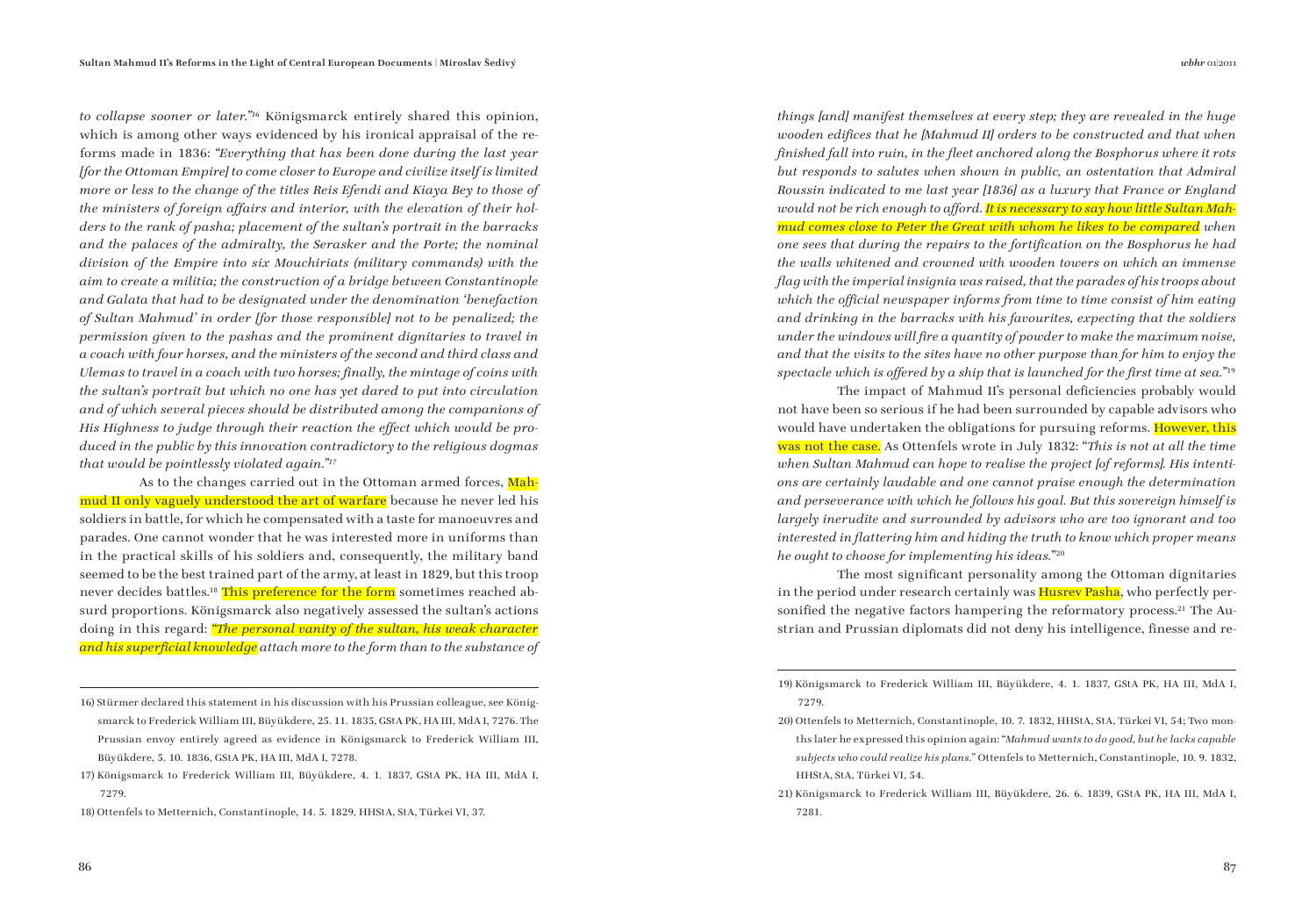*to collapse sooner or later."*[16] Königsmarck entirely shared this opinion, which is among other ways evidenced by his ironical appraisal of the reforms made in 1836: *"Everything that has been done during the last year [for the Ottoman Empire] to come closer to Europe and civilize itself is limited more or less to the change of the titles Reis Efendi and Kiaya Bey to those of the ministers of foreign affairs and interior, with the elevation of their holders to the rank of pasha; placement of the sultan's portrait in the barracks and the palaces of the admiralty, the Serasker and the Porte; the nominal division of the Empire into six Mouchiriats (military commands) with the aim to create a militia; the construction of a bridge between Constantinople and Galata that had to be designated under the denomination 'benefaction of Sultan Mahmud' in order [for those responsible] not to be penalized; the permission given to the pashas and the prominent dignitaries to travel in a coach with four horses, and the ministers of the second and third class and Ulemas to travel in a coach with two horses; finally, the mintage of coins with the sultan's portrait but which no one has yet dared to put into circulation and of which several pieces should be distributed among the companions of His Highness to judge through their reaction the effect which would be produced in the public by this innovation contradictory to the religious dogmas that would be pointlessly violated again."*[17]

As to the changes carried out in the Ottoman armed forces, Mahmud II only vaguely understood the art of warfare because he never led his soldiers in battle, for which he compensated with a taste for manoeuvres and parades. One cannot wonder that he was interested more in uniforms than in the practical skills of his soldiers and, consequently, the military band seemed to be the best trained part of the army, at least in 1829, but this troop never decides battles.[18] This preference for the form sometimes reached absurd proportions. Königsmarck also negatively assessed the sultan's actions doing in this regard: *"The personal vanity of the sultan, his weak character and his superficial knowledge attach more to the form than to the substance of things [and] manifest themselves at every step; they are revealed in the huge wooden edifices that he [Mahmud II] orders to be constructed and that when finished fall into ruin, in the fleet anchored along the Bosphorus where it rots but responds to salutes when shown in public, an ostentation that Admiral Roussin indicated to me last year [1836] as a luxury that France or England would not be rich enough to afford. It is necessary to say how little Sultan Mahmud comes close to Peter the Great with whom he likes to be compared when one sees that during the repairs to the fortification on the Bosphorus he had the walls whitened and crowned with wooden towers on which an immense flag with the imperial insignia was raised, that the parades of his troops about which the official newspaper informs from time to time consist of him eating and drinking in the barracks with his favourites, expecting that the soldiers under the windows will fire a quantity of powder to make the maximum noise, and that the visits to the sites have no other purpose than for him to enjoy the spectacle which is offered by a ship that is launched for the first time at sea."*[19]

The impact of Mahmud II's personal deficiencies probably would not have been so serious if he had been surrounded by capable advisors who would have undertaken the obligations for pursuing reforms. However, this was not the case. As Ottenfels wrote in July 1832: "*This is not at all the time when Sultan Mahmud can hope to realise the project [of reforms]. His intentions are certainly laudable and one cannot praise enough the determination and perseverance with which he follows his goal. But this sovereign himself is largely inerudite and surrounded by advisors who are too ignorant and too interested in flattering him and hiding the truth to know which proper means he ought to choose for implementing his ideas.*"[20]

The most significant personality among the Ottoman dignitaries in the period under research certainly was Husrev Pasha, who perfectly personified the negative factors hampering the reformatory process.[21] The Austrian and Prussian diplomats did not deny his intelligence, finesse and re-

---

16) Stürmer declared this statement in his discussion with his Prussian colleague, see Königsmarck to Frederick William III, Büyükdere, 25. 11. 1835, GStA PK, HA III, MdA I, 7276. The Prussian envoy entirely agreed as evidence in Königsmarck to Frederick William III, Büyükdere, 5. 10. 1836, GStA PK, HA III, MdA I, 7278.

17) Königsmarck to Frederick William III, Büyükdere, 4. 1. 1837, GStA PK, HA III, MdA I, 7279.

18) Ottenfels to Metternich, Constantinople, 14. 5. 1829, HHStA, StA, Türkei VI, 37.

19) Königsmarck to Frederick William III, Büyükdere, 4. 1. 1837, GStA PK, HA III, MdA I, 7279.

20) Ottenfels to Metternich, Constantinople, 10. 7. 1832, HHStA, StA, Türkei VI, 54; Two months later he expressed this opinion again: "*Mahmud wants to do good, but he lacks capable subjects who could realize his plans.*" Ottenfels to Metternich, Constantinople, 10. 9. 1832, HHStA, StA, Türkei VI, 54.

21) Königsmarck to Frederick William III, Büyükdere, 26. 6. 1839, GStA PK, HA III, MdA I, 7281.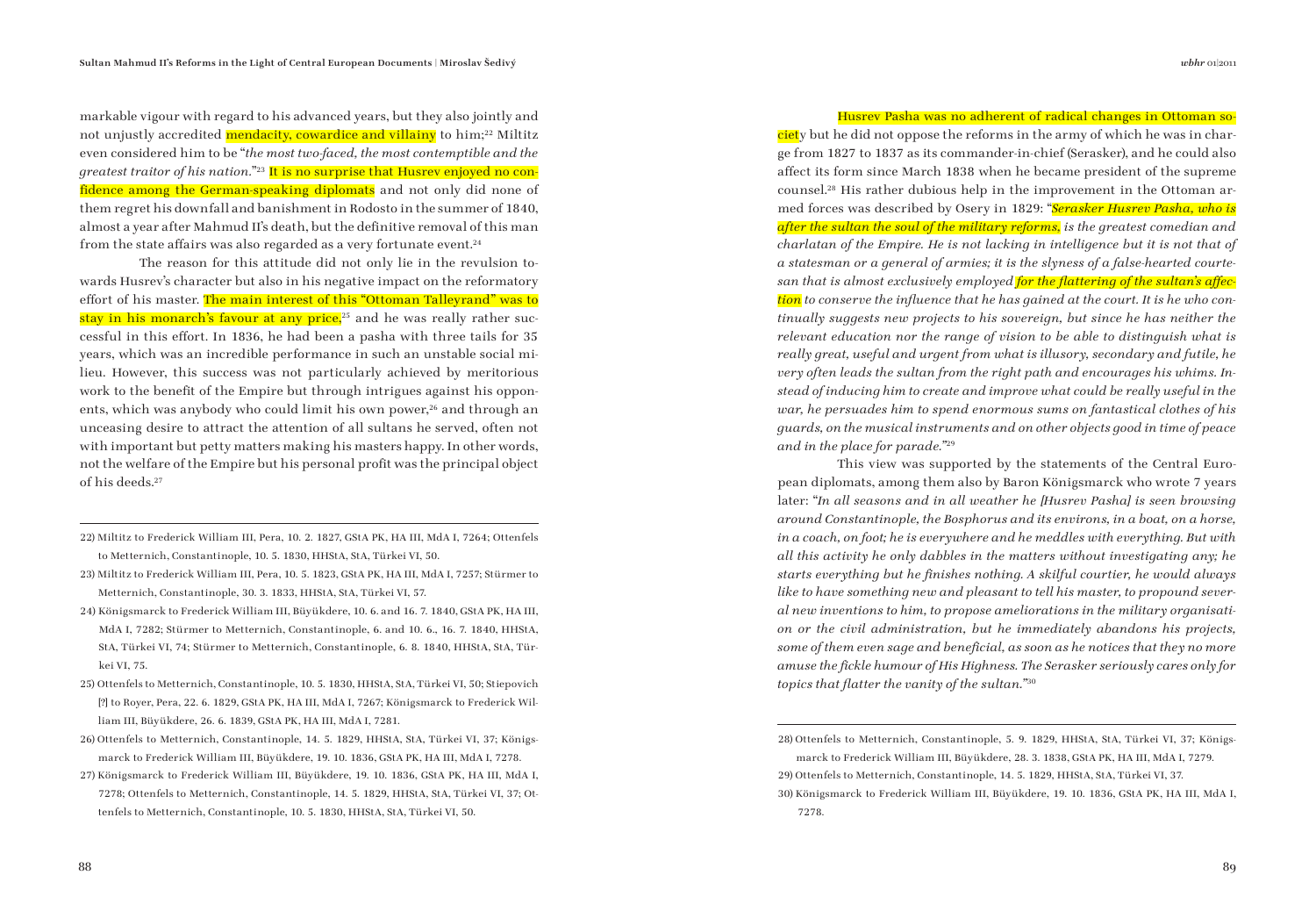markable vigour with regard to his advanced years, but they also jointly and not unjustly accredited mendacity, cowardice and villainy to him;[22] Miltitz even considered him to be "*the most two-faced, the most contemptible and the greatest traitor of his nation.*"[23] It is no surprise that Husrev enjoyed no confidence among the German-speaking diplomats and not only did none of them regret his downfall and banishment in Rodosto in the summer of 1840, almost a year after Mahmud II's death, but the definitive removal of this man from the state affairs was also regarded as a very fortunate event.[24]

The reason for this attitude did not only lie in the revulsion towards Husrev's character but also in his negative impact on the reformatory effort of his master. The main interest of this "Ottoman Talleyrand" was to stay in his monarch's favour at any price,[25] and he was really rather successful in this effort. In 1836, he had been a pasha with three tails for 35 years, which was an incredible performance in such an unstable social milieu. However, this success was not particularly achieved by meritorious work to the benefit of the Empire but through intrigues against his opponents, which was anybody who could limit his own power,[26] and through an unceasing desire to attract the attention of all sultans he served, often not with important but petty matters making his masters happy. In other words, not the welfare of the Empire but his personal profit was the principal object of his deeds.[27]

Husrev Pasha was no adherent of radical changes in Ottoman society but he did not oppose the reforms in the army of which he was in charge from 1827 to 1837 as its commander-in-chief (Serasker), and he could also affect its form since March 1838 when he became president of the supreme counsel.[28] His rather dubious help in the improvement in the Ottoman armed forces was described by Osery in 1829: "*Serasker Husrev Pasha, who is after the sultan the soul of the military reforms, is the greatest comedian and charlatan of the Empire. He is not lacking in intelligence but it is not that of a statesman or a general of armies; it is the slyness of a false-hearted courtesan that is almost exclusively employed for the flattering of the sultan's affection to conserve the influence that he has gained at the court. It is he who continually suggests new projects to his sovereign, but since he has neither the relevant education nor the range of vision to be able to distinguish what is really great, useful and urgent from what is illusory, secondary and futile, he very often leads the sultan from the right path and encourages his whims. Instead of inducing him to create and improve what could be really useful in the war, he persuades him to spend enormous sums on fantastical clothes of his guards, on the musical instruments and on other objects good in time of peace and in the place for parade.*"[29]

This view was supported by the statements of the Central European diplomats, among them also by Baron Königsmarck who wrote 7 years later: "*In all seasons and in all weather he [Husrev Pasha] is seen browsing around Constantinople, the Bosphorus and its environs, in a boat, on a horse, in a coach, on foot; he is everywhere and he meddles with everything. But with all this activity he only dabbles in the matters without investigating any; he starts everything but he finishes nothing. A skilful courtier, he would always like to have something new and pleasant to tell his master, to propound several new inventions to him, to propose ameliorations in the military organisation or the civil administration, but he immediately abandons his projects, some of them even sage and beneficial, as soon as he notices that they no more amuse the fickle humour of His Highness. The Serasker seriously cares only for topics that flatter the vanity of the sultan.*"[30]

---

22) Miltitz to Frederick William III, Pera, 10. 2. 1827, GStA PK, HA III, MdA I, 7264; Ottenfels to Metternich, Constantinople, 10. 5. 1830, HHStA, StA, Türkei VI, 50.

23) Miltitz to Frederick William III, Pera, 10. 5. 1823, GStA PK, HA III, MdA I, 7257; Stürmer to Metternich, Constantinople, 30. 3. 1833, HHStA, StA, Türkei VI, 57.

24) Königsmarck to Frederick William III, Büyükdere, 10. 6. and 16. 7. 1840, GStA PK, HA III, MdA I, 7282; Stürmer to Metternich, Constantinople, 6. and 10. 6., 16. 7. 1840, HHStA, StA, Türkei VI, 74; Stürmer to Metternich, Constantinople, 6. 8. 1840, HHStA, StA, Türkei VI, 75.

25) Ottenfels to Metternich, Constantinople, 10. 5. 1830, HHStA, StA, Türkei VI, 50; Stiepovich [?] to Royer, Pera, 22. 6. 1829, GStA PK, HA III, MdA I, 7267; Königsmarck to Frederick William III, Büyükdere, 26. 6. 1839, GStA PK, HA III, MdA I, 7281.

26) Ottenfels to Metternich, Constantinople, 14. 5. 1829, HHStA, StA, Türkei VI, 37; Königsmarck to Frederick William III, Büyükdere, 19. 10. 1836, GStA PK, HA III, MdA I, 7278.

27) Königsmarck to Frederick William III, Büyükdere, 19. 10. 1836, GStA PK, HA III, MdA I, 7278; Ottenfels to Metternich, Constantinople, 14. 5. 1829, HHStA, StA, Türkei VI, 37; Ottenfels to Metternich, Constantinople, 10. 5. 1830, HHStA, StA, Türkei VI, 50.

28) Ottenfels to Metternich, Constantinople, 5. 9. 1829, HHStA, StA, Türkei VI, 37; Königsmarck to Frederick William III, Büyükdere, 28. 3. 1838, GStA PK, HA III, MdA I, 7279.

29) Ottenfels to Metternich, Constantinople, 14. 5. 1829, HHStA, StA, Türkei VI, 37.

30) Königsmarck to Frederick William III, Büyükdere, 19. 10. 1836, GStA PK, HA III, MdA I, 7278.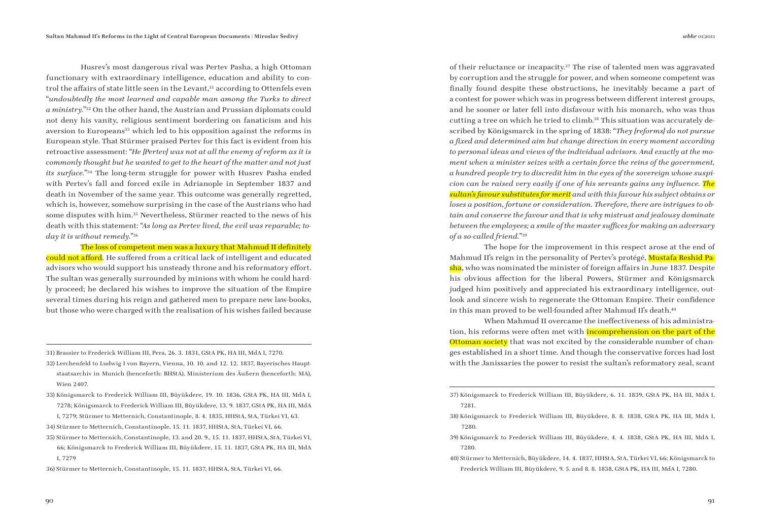Husrev's most dangerous rival was Pertev Pasha, a high Ottoman functionary with extraordinary intelligence, education and ability to control the affairs of state little seen in the Levant,[31] according to Ottenfels even "*undoubtedly the most learned and capable man among the Turks to direct a ministry.*"[32] On the other hand, the Austrian and Prussian diplomats could not deny his vanity, religious sentiment bordering on fanaticism and his aversion to Europeans[33] which led to his opposition against the reforms in European style. That Stürmer praised Pertev for this fact is evident from his retroactive assessment: "*He [Pertev] was not at all the enemy of reform as it is commonly thought but he wanted to get to the heart of the matter and not just its surface.*"[34] The long-term struggle for power with Husrev Pasha ended with Pertev's fall and forced exile in Adrianople in September 1837 and death in November of the same year. This outcome was generally regretted, which is, however, somehow surprising in the case of the Austrians who had some disputes with him.[35] Nevertheless, Stürmer reacted to the news of his death with this statement: "*As long as Pertev lived, the evil was reparable; today it is without remedy.*"[36]

The loss of competent men was a luxury that Mahmud II definitely could not afford. He suffered from a critical lack of intelligent and educated advisors who would support his unsteady throne and his reformatory effort. The sultan was generally surrounded by minions with whom he could hardly proceed; he declared his wishes to improve the situation of the Empire several times during his reign and gathered men to prepare new law-books, but those who were charged with the realisation of his wishes failed because of their reluctance or incapacity.[37] The rise of talented men was aggravated by corruption and the struggle for power, and when someone competent was finally found despite these obstructions, he inevitably became a part of a contest for power which was in progress between different interest groups, and he sooner or later fell into disfavour with his monarch, who was thus cutting a tree on which he tried to climb.[38] This situation was accurately described by Königsmarck in the spring of 1838: "*They [reforms] do not pursue a fixed and determined aim but change direction in every moment according to personal ideas and views of the individual advisors. And exactly at the moment when a minister seizes with a certain force the reins of the government, a hundred people try to discredit him in the eyes of the sovereign whose suspicion can be raised very easily if one of his servants gains any influence. The sultan's favour substitutes for merit and with this favour his subject obtains or loses a position, fortune or consideration. Therefore, there are intrigues to obtain and conserve the favour and that is why mistrust and jealousy dominate between the employees; a smile of the master suffices for making an adversary of a so-called friend.*"[39]

The hope for the improvement in this respect arose at the end of Mahmud II's reign in the personality of Pertev's protégé, Mustafa Reshid Pasha, who was nominated the minister of foreign affairs in June 1837. Despite his obvious affection for the liberal Powers, Stürmer and Königsmarck judged him positively and appreciated his extraordinary intelligence, outlook and sincere wish to regenerate the Ottoman Empire. Their confidence in this man proved to be well-founded after Mahmud II's death.[40]

When Mahmud II overcame the ineffectiveness of his administration, his reforms were often met with incomprehension on the part of the Ottoman society that was not excited by the considerable number of changes established in a short time. And though the conservative forces had lost with the Janissaries the power to resist the sultan's reformatory zeal, scant

---

31) Brassier to Frederick William III, Pera, 26. 3. 1831, GStA PK, HA III, MdA I, 7270.

32) Lerchenfeld to Ludwig I von Bayern, Vienna, 10. 10. and 12. 12. 1837, Bayerisches Hauptstaatsarchiv in Munich (henceforth: BHStA), Ministerium des Äußern (henceforth: MA), Wien 2407.

33) Königsmarck to Frederick William III, Büyükdere, 19. 10. 1836, GStA PK, HA III, MdA I, 7278; Königsmarck to Frederick William III, Büyükdere, 13. 9. 1837, GStA PK, HA III, MdA I, 7279; Stürmer to Metternich, Constantinople, 8. 4. 1835, HHStA, StA, Türkei VI, 63.

34) Stürmer to Metternich, Constantinople, 15. 11. 1837, HHStA, StA, Türkei VI, 66.

35) Stürmer to Metternich, Constantinople, 13. and 20. 9., 15. 11. 1837, HHStA, StA, Türkei VI, 66; Königsmarck to Frederick William III, Büyükdere, 15. 11. 1837, GStA PK, HA III, MdA I, 7279

36) Stürmer to Metternich, Constantinople, 15. 11. 1837, HHStA, StA, Türkei VI, 66.

37) Königsmarck to Frederick William III, Büyükdere, 6. 11. 1839, GStA PK, HA III, MdA I, 7281.

38) Königsmarck to Frederick William III, Büyükdere, 8. 8. 1838, GStA PK, HA III, MdA I, 7280.

39) Königsmarck to Frederick William III, Büyükdere, 4. 4. 1838, GStA PK, HA III, MdA I, 7280.

40) Stürmer to Metternich, Büyükdere, 14. 4. 1837, HHStA, StA, Türkei VI, 66; Königsmarck to Frederick William III, Büyükdere, 9. 5. and 8. 8. 1838, GStA PK, HA III, MdA I, 7280.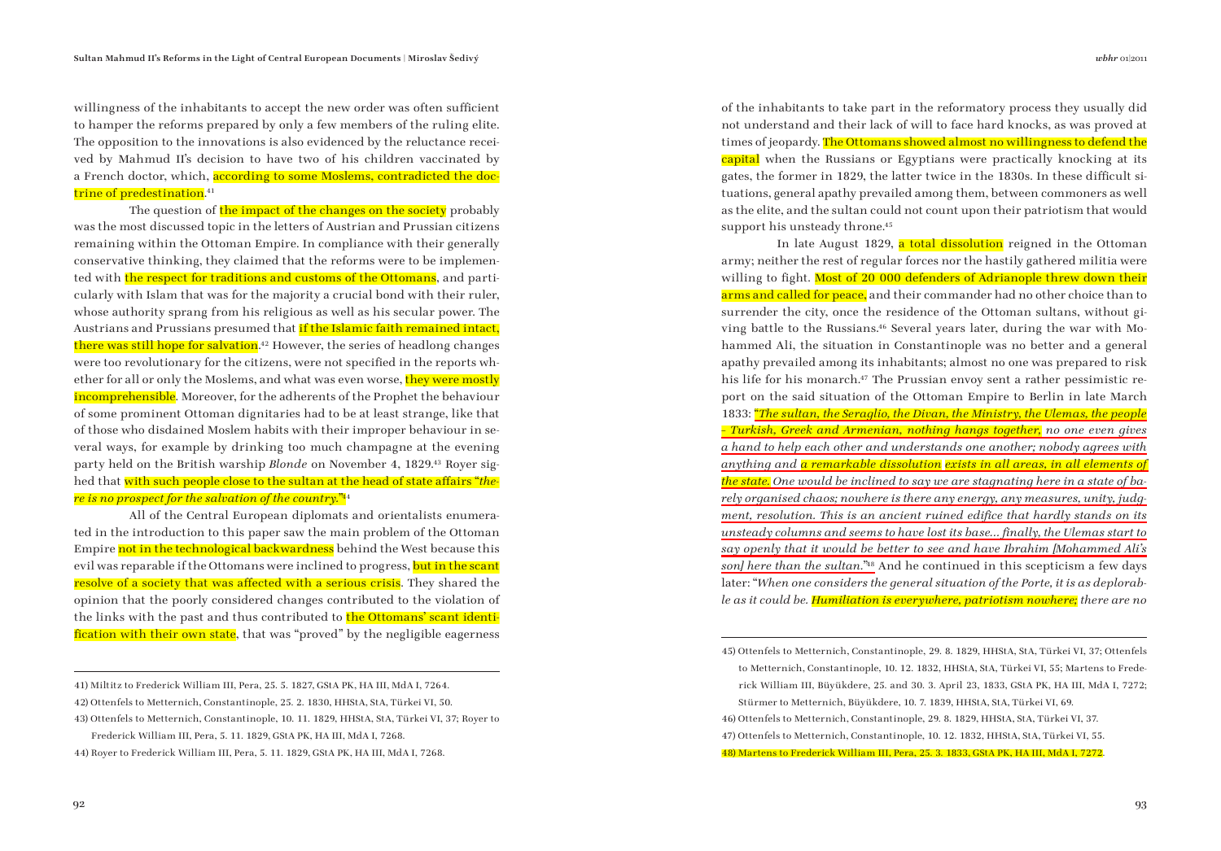willingness of the inhabitants to accept the new order was often sufficient to hamper the reforms prepared by only a few members of the ruling elite. The opposition to the innovations is also evidenced by the reluctance received by Mahmud II's decision to have two of his children vaccinated by a French doctor, which, according to some Moslems, contradicted the doctrine of predestination.[41]

The question of the impact of the changes on the society probably was the most discussed topic in the letters of Austrian and Prussian citizens remaining within the Ottoman Empire. In compliance with their generally conservative thinking, they claimed that the reforms were to be implemented with the respect for traditions and customs of the Ottomans, and particularly with Islam that was for the majority a crucial bond with their ruler, whose authority sprang from his religious as well as his secular power. The Austrians and Prussians presumed that if the Islamic faith remained intact, there was still hope for salvation.[42] However, the series of headlong changes were too revolutionary for the citizens, were not specified in the reports whether for all or only the Moslems, and what was even worse, they were mostly incomprehensible. Moreover, for the adherents of the Prophet the behaviour of some prominent Ottoman dignitaries had to be at least strange, like that of those who disdained Moslem habits with their improper behaviour in several ways, for example by drinking too much champagne at the evening party held on the British warship *Blonde* on November 4, 1829.[43] Royer sighed that with such people close to the sultan at the head of state affairs "*there is no prospect for the salvation of the country.*"[44]

All of the Central European diplomats and orientalists enumerated in the introduction to this paper saw the main problem of the Ottoman Empire not in the technological backwardness behind the West because this evil was reparable if the Ottomans were inclined to progress, but in the scant resolve of a society that was affected with a serious crisis. They shared the opinion that the poorly considered changes contributed to the violation of the links with the past and thus contributed to the Ottomans' scant identification with their own state, that was "proved" by the negligible eagerness of the inhabitants to take part in the reformatory process they usually did not understand and their lack of will to face hard knocks, as was proved at times of jeopardy. The Ottomans showed almost no willingness to defend the capital when the Russians or Egyptians were practically knocking at its gates, the former in 1829, the latter twice in the 1830s. In these difficult situations, general apathy prevailed among them, between commoners as well as the elite, and the sultan could not count upon their patriotism that would support his unsteady throne.[45]

In late August 1829, a total dissolution reigned in the Ottoman army; neither the rest of regular forces nor the hastily gathered militia were willing to fight. Most of 20 000 defenders of Adrianople threw down their arms and called for peace, and their commander had no other choice than to surrender the city, once the residence of the Ottoman sultans, without giving battle to the Russians.[46] Several years later, during the war with Mohammed Ali, the situation in Constantinople was no better and a general apathy prevailed among its inhabitants; almost no one was prepared to risk his life for his monarch.[47] The Prussian envoy sent a rather pessimistic report on the said situation of the Ottoman Empire to Berlin in late March 1833: "*The sultan, the Seraglio, the Divan, the Ministry, the Ulemas, the people – Turkish, Greek and Armenian, nothing hangs together, no one even gives a hand to help each other and understands one another; nobody agrees with anything and a remarkable dissolution exists in all areas, in all elements of the state. One would be inclined to say we are stagnating here in a state of barely organised chaos; nowhere is there any energy, any measures, unity, judgment, resolution. This is an ancient ruined edifice that hardly stands on its unsteady columns and seems to have lost its base… finally, the Ulemas start to say openly that it would be better to see and have Ibrahim [Mohammed Ali's son] here than the sultan.*"[48] And he continued in this scepticism a few days later: "*When one considers the general situation of the Porte, it is as deplorable as it could be. Humiliation is everywhere, patriotism nowhere; there are no*

---

41) Miltitz to Frederick William III, Pera, 25. 5. 1827, GStA PK, HA III, MdA I, 7264.

42) Ottenfels to Metternich, Constantinople, 25. 2. 1830, HHStA, StA, Türkei VI, 50.

43) Ottenfels to Metternich, Constantinople, 10. 11. 1829, HHStA, StA, Türkei VI, 37; Royer to Frederick William III, Pera, 5. 11. 1829, GStA PK, HA III, MdA I, 7268.

44) Royer to Frederick William III, Pera, 5. 11. 1829, GStA PK, HA III, MdA I, 7268.

45) Ottenfels to Metternich, Constantinople, 29. 8. 1829, HHStA, StA, Türkei VI, 37; Ottenfels to Metternich, Constantinople, 10. 12. 1832, HHStA, StA, Türkei VI, 55; Martens to Frederick William III, Büyükdere, 25. and 30. 3. April 23, 1833, GStA PK, HA III, MdA I, 7272; Stürmer to Metternich, Büyükdere, 10. 7. 1839, HHStA, StA, Türkei VI, 69.

46) Ottenfels to Metternich, Constantinople, 29. 8. 1829, HHStA, StA, Türkei VI, 37.

47) Ottenfels to Metternich, Constantinople, 10. 12. 1832, HHStA, StA, Türkei VI, 55.

48) Martens to Frederick William III, Pera, 25. 3. 1833, GStA PK, HA III, MdA I, 7272.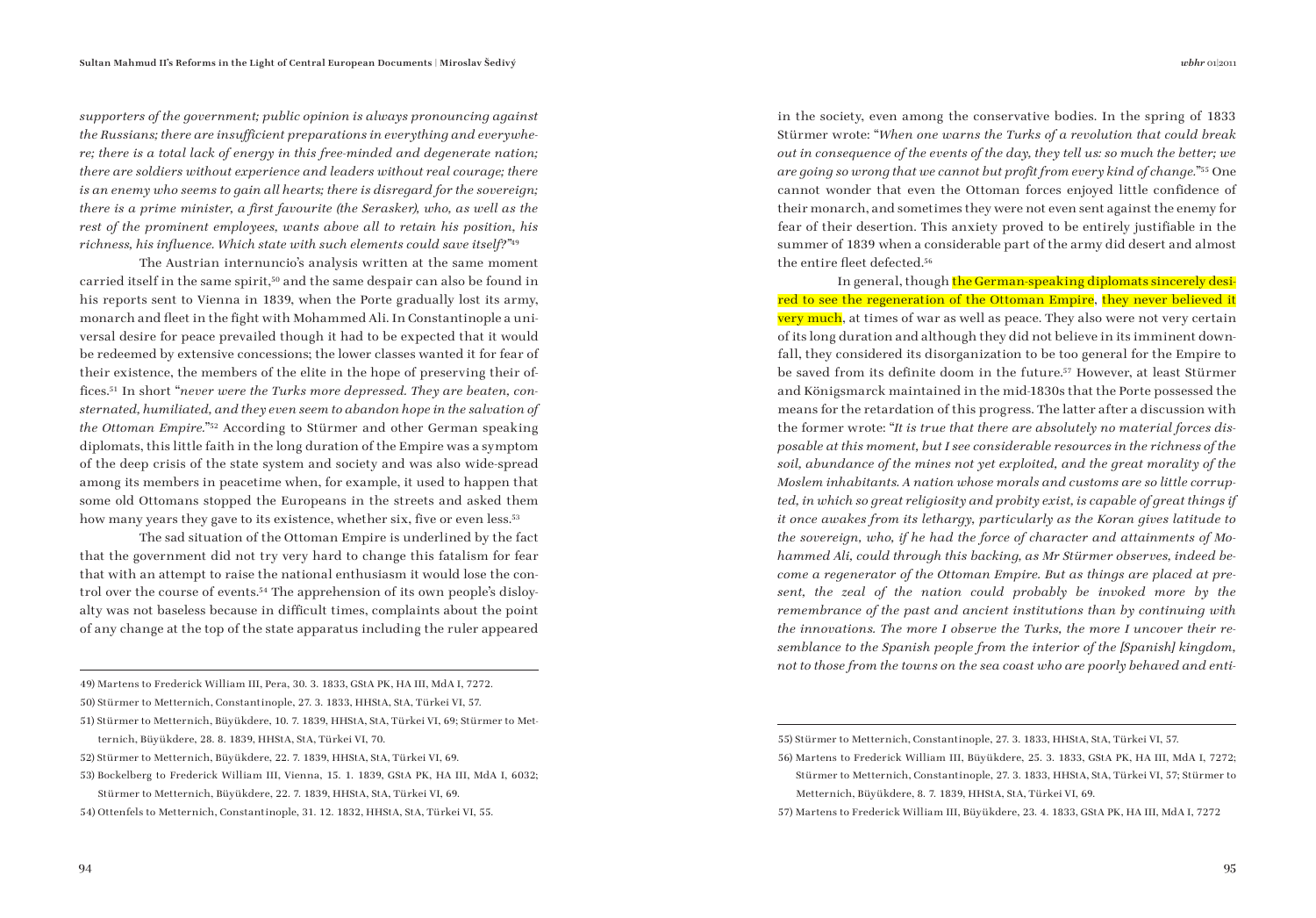*supporters of the government; public opinion is always pronouncing against the Russians; there are insufficient preparations in everything and everywhere; there is a total lack of energy in this free-minded and degenerate nation; there are soldiers without experience and leaders without real courage; there is an enemy who seems to gain all hearts; there is disregard for the sovereign; there is a prime minister, a first favourite (the Serasker), who, as well as the rest of the prominent employees, wants above all to retain his position, his richness, his influence. Which state with such elements could save itself?*"[49]

The Austrian internuncio's analysis written at the same moment carried itself in the same spirit,[50] and the same despair can also be found in his reports sent to Vienna in 1839, when the Porte gradually lost its army, monarch and fleet in the fight with Mohammed Ali. In Constantinople a universal desire for peace prevailed though it had to be expected that it would be redeemed by extensive concessions; the lower classes wanted it for fear of their existence, the members of the elite in the hope of preserving their offices.[51] In short "*never were the Turks more depressed. They are beaten, consternated, humiliated, and they even seem to abandon hope in the salvation of the Ottoman Empire.*"[52] According to Stürmer and other German speaking diplomats, this little faith in the long duration of the Empire was a symptom of the deep crisis of the state system and society and was also wide-spread among its members in peacetime when, for example, it used to happen that some old Ottomans stopped the Europeans in the streets and asked them how many years they gave to its existence, whether six, five or even less.[53]

The sad situation of the Ottoman Empire is underlined by the fact that the government did not try very hard to change this fatalism for fear that with an attempt to raise the national enthusiasm it would lose the control over the course of events.[54] The apprehension of its own people's disloyalty was not baseless because in difficult times, complaints about the point of any change at the top of the state apparatus including the ruler appeared in the society, even among the conservative bodies. In the spring of 1833 Stürmer wrote: "*When one warns the Turks of a revolution that could break out in consequence of the events of the day, they tell us: so much the better; we are going so wrong that we cannot but profit from every kind of change.*"[55] One cannot wonder that even the Ottoman forces enjoyed little confidence of their monarch, and sometimes they were not even sent against the enemy for fear of their desertion. This anxiety proved to be entirely justifiable in the summer of 1839 when a considerable part of the army did desert and almost the entire fleet defected.[56]

In general, though the German-speaking diplomats sincerely desired to see the regeneration of the Ottoman Empire, they never believed it very much, at times of war as well as peace. They also were not very certain of its long duration and although they did not believe in its imminent downfall, they considered its disorganization to be too general for the Empire to be saved from its definite doom in the future.[57] However, at least Stürmer and Königsmarck maintained in the mid-1830s that the Porte possessed the means for the retardation of this progress. The latter after a discussion with the former wrote: "*It is true that there are absolutely no material forces disposable at this moment, but I see considerable resources in the richness of the soil, abundance of the mines not yet exploited, and the great morality of the Moslem inhabitants. A nation whose morals and customs are so little corrupted, in which so great religiosity and probity exist, is capable of great things if it once awakes from its lethargy, particularly as the Koran gives latitude to the sovereign, who, if he had the force of character and attainments of Mohammed Ali, could through this backing, as Mr Stürmer observes, indeed become a regenerator of the Ottoman Empire. But as things are placed at present, the zeal of the nation could probably be invoked more by the remembrance of the past and ancient institutions than by continuing with the innovations. The more I observe the Turks, the more I uncover their resemblance to the Spanish people from the interior of the [Spanish] kingdom, not to those from the towns on the sea coast who are poorly behaved and enti-*

---

49) Martens to Frederick William III, Pera, 30. 3. 1833, GStA PK, HA III, MdA I, 7272.

50) Stürmer to Metternich, Constantinople, 27. 3. 1833, HHStA, StA, Türkei VI, 57.

51) Stürmer to Metternich, Büyükdere, 10. 7. 1839, HHStA, StA, Türkei VI, 69; Stürmer to Metternich, Büyükdere, 28. 8. 1839, HHStA, StA, Türkei VI, 70.

52) Stürmer to Metternich, Büyükdere, 22. 7. 1839, HHStA, StA, Türkei VI, 69.

53) Bockelberg to Frederick William III, Vienna, 15. 1. 1839, GStA PK, HA III, MdA I, 6032; Stürmer to Metternich, Büyükdere, 22. 7. 1839, HHStA, StA, Türkei VI, 69.

54) Ottenfels to Metternich, Constantinople, 31. 12. 1832, HHStA, StA, Türkei VI, 55.

55) Stürmer to Metternich, Constantinople, 27. 3. 1833, HHStA, StA, Türkei VI, 57.

56) Martens to Frederick William III, Büyükdere, 25. 3. 1833, GStA PK, HA III, MdA I, 7272; Stürmer to Metternich, Constantinople, 27. 3. 1833, HHStA, StA, Türkei VI, 57; Stürmer to Metternich, Büyükdere, 8. 7. 1839, HHStA, StA, Türkei VI, 69.

57) Martens to Frederick William III, Büyükdere, 23. 4. 1833, GStA PK, HA III, MdA I, 7272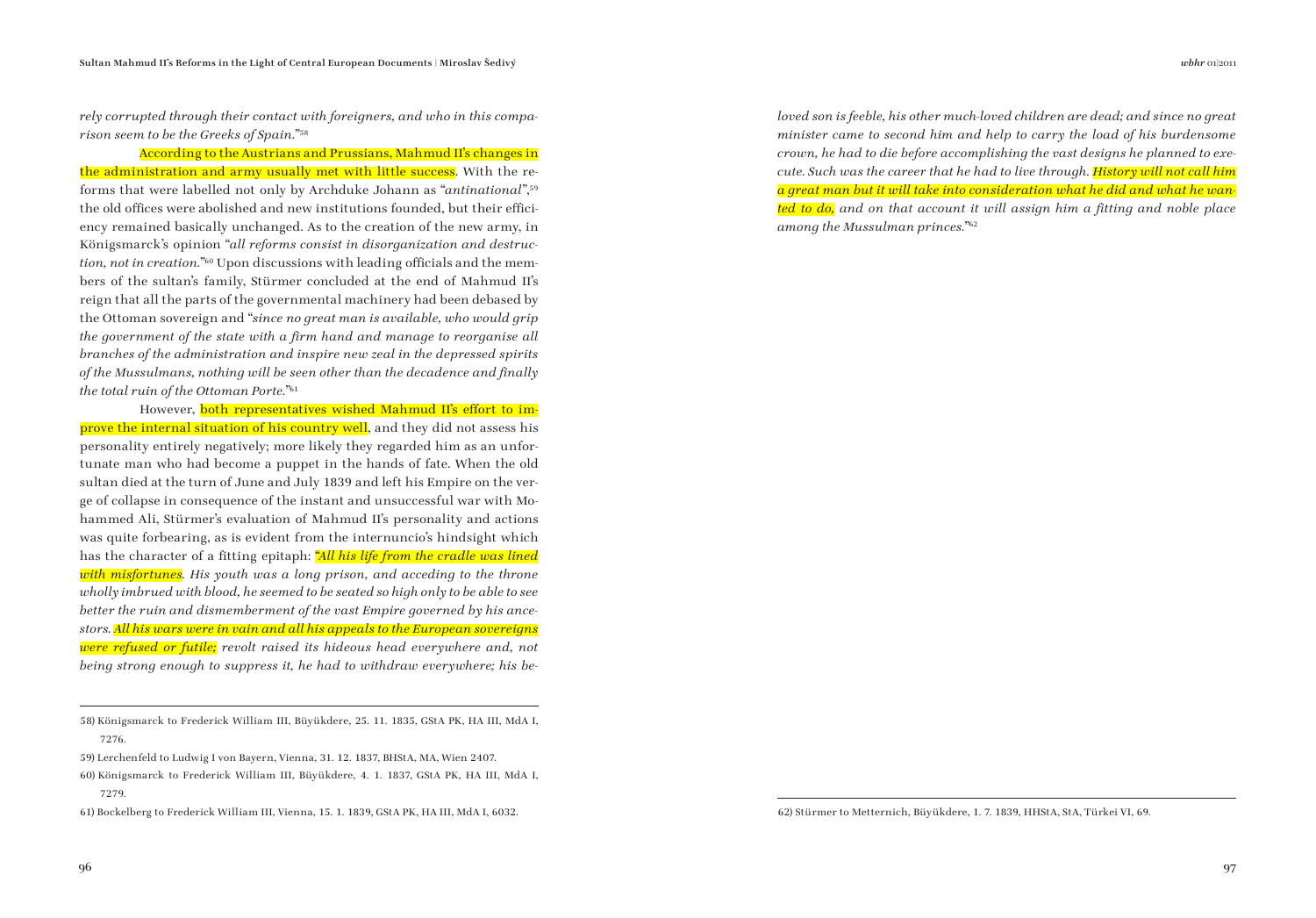*rely corrupted through their contact with foreigners, and who in this comparison seem to be the Greeks of Spain.*"[58]

According to the Austrians and Prussians, Mahmud II's changes in the administration and army usually met with little success. With the reforms that were labelled not only by Archduke Johann as "*antinational*",[59] the old offices were abolished and new institutions founded, but their efficiency remained basically unchanged. As to the creation of the new army, in Königsmarck's opinion "*all reforms consist in disorganization and destruction, not in creation.*"[60] Upon discussions with leading officials and the members of the sultan's family, Stürmer concluded at the end of Mahmud II's reign that all the parts of the governmental machinery had been debased by the Ottoman sovereign and "*since no great man is available, who would grip the government of the state with a firm hand and manage to reorganise all branches of the administration and inspire new zeal in the depressed spirits of the Mussulmans, nothing will be seen other than the decadence and finally the total ruin of the Ottoman Porte.*"[61]

However, both representatives wished Mahmud II's effort to improve the internal situation of his country well, and they did not assess his personality entirely negatively; more likely they regarded him as an unfortunate man who had become a puppet in the hands of fate. When the old sultan died at the turn of June and July 1839 and left his Empire on the verge of collapse in consequence of the instant and unsuccessful war with Mohammed Ali, Stürmer's evaluation of Mahmud II's personality and actions was quite forbearing, as is evident from the internuncio's hindsight which has the character of a fitting epitaph: "*All his life from the cradle was lined with misfortunes. His youth was a long prison, and acceding to the throne wholly imbrued with blood, he seemed to be seated so high only to be able to see better the ruin and dismemberment of the vast Empire governed by his ancestors. All his wars were in vain and all his appeals to the European sovereigns were refused or futile; revolt raised its hideous head everywhere and, not being strong enough to suppress it, he had to withdraw everywhere; his beloved son is feeble, his other much-loved children are dead; and since no great minister came to second him and help to carry the load of his burdensome crown, he had to die before accomplishing the vast designs he planned to execute. Such was the career that he had to live through. History will not call him a great man but it will take into consideration what he did and what he wanted to do, and on that account it will assign him a fitting and noble place among the Mussulman princes.*"[62]

58) Königsmarck to Frederick William III, Büyükdere, 25. 11. 1835, GStA PK, HA III, MdA I, 7276.

59) Lerchenfeld to Ludwig I von Bayern, Vienna, 31. 12. 1837, BHStA, MA, Wien 2407.

60) Königsmarck to Frederick William III, Büyükdere, 4. 1. 1837, GStA PK, HA III, MdA I, 7279.

61) Bockelberg to Frederick William III, Vienna, 15. 1. 1839, GStA PK, HA III, MdA I, 6032.

62) Stürmer to Metternich, Büyükdere, 1. 7. 1839, HHStA, StA, Türkei VI, 69.